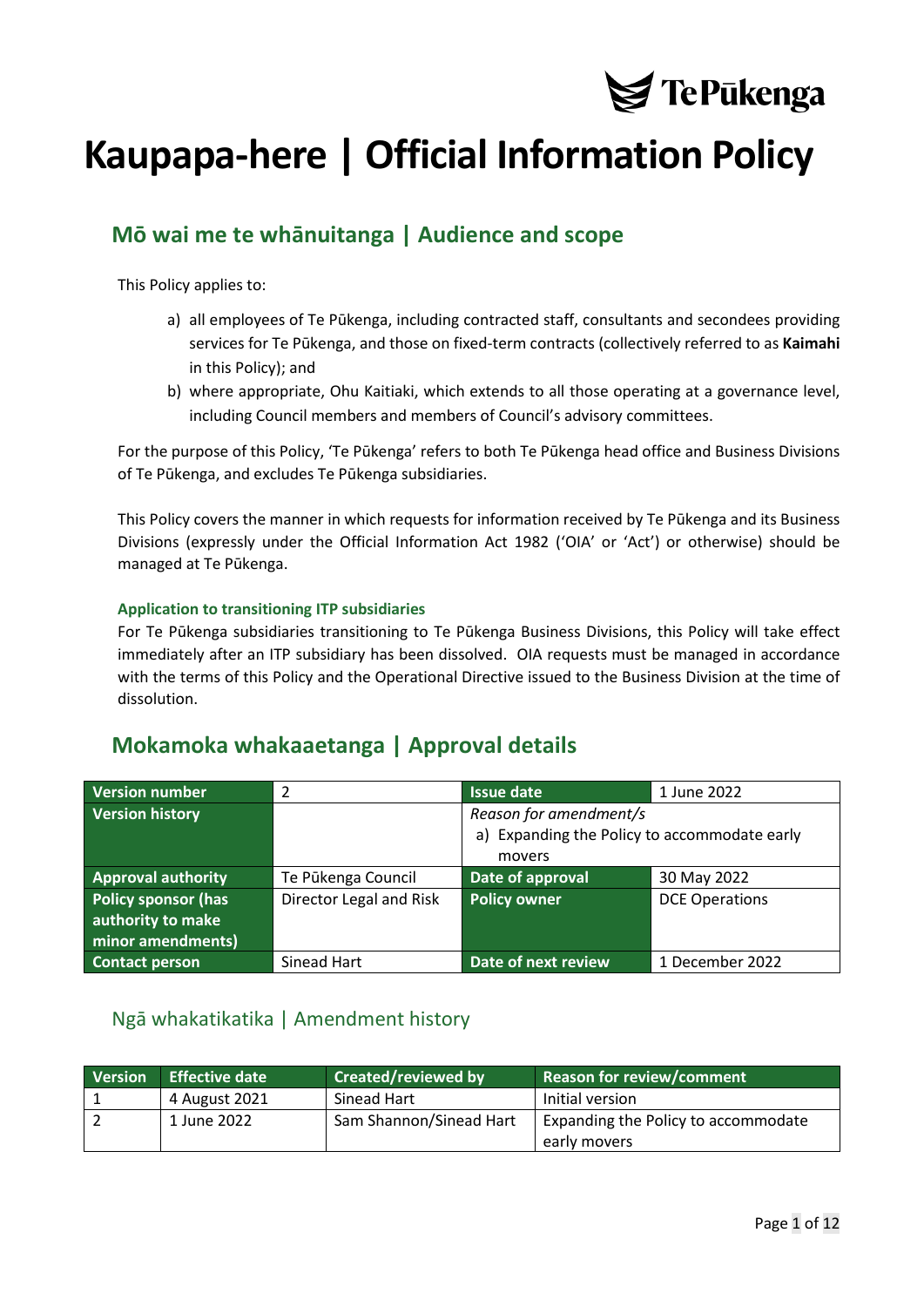Te Pūkenga

# Kaupapa-here | Official Information Policy

## Mō wai me te whānuitanga | Audience and scope

This Policy applies to:

a) all employees of Te Pūkenga, including contracted staff, consultants and secondees providing services for Te Pūkenga, and those on fixed-term contracts (collectively referred to as **Kaimahi** in this Policy); and
b) where appropriate, Ohu Kaitiaki, which extends to all those operating at a governance level, including Council members and members of Council's advisory committees.

For the purpose of this Policy, 'Te Pūkenga' refers to both Te Pūkenga head office and Business Divisions of Te Pūkenga, and excludes Te Pūkenga subsidiaries.

This Policy covers the manner in which requests for information received by Te Pūkenga and its Business Divisions (expressly under the Official Information Act 1982 ('OIA' or 'Act') or otherwise) should be managed at Te Pūkenga.

#### Application to transitioning ITP subsidiaries

For Te Pūkenga subsidiaries transitioning to Te Pūkenga Business Divisions, this Policy will take effect immediately after an ITP subsidiary has been dissolved. OIA requests must be managed in accordance with the terms of this Policy and the Operational Directive issued to the Business Division at the time of dissolution.

## Mokamoka whakaaetanga | Approval details

| **Version number** | 2 | **Issue date** | 1 June 2022 |
|---|---|---|---|
| **Version history** | | *Reason for amendment/s* <br> a) Expanding the Policy to accommodate early movers | |
| **Approval authority** | Te Pūkenga Council | **Date of approval** | 30 May 2022 |
| **Policy sponsor (has authority to make minor amendments)** | Director Legal and Risk | **Policy owner** | DCE Operations |
| **Contact person** | Sinead Hart | **Date of next review** | 1 December 2022 |

### Ngā whakatikatika | Amendment history

| Version | Effective date | Created/reviewed by | Reason for review/comment |
|---|---|---|---|
| 1 | 4 August 2021 | Sinead Hart | Initial version |
| 2 | 1 June 2022 | Sam Shannon/Sinead Hart | Expanding the Policy to accommodate early movers |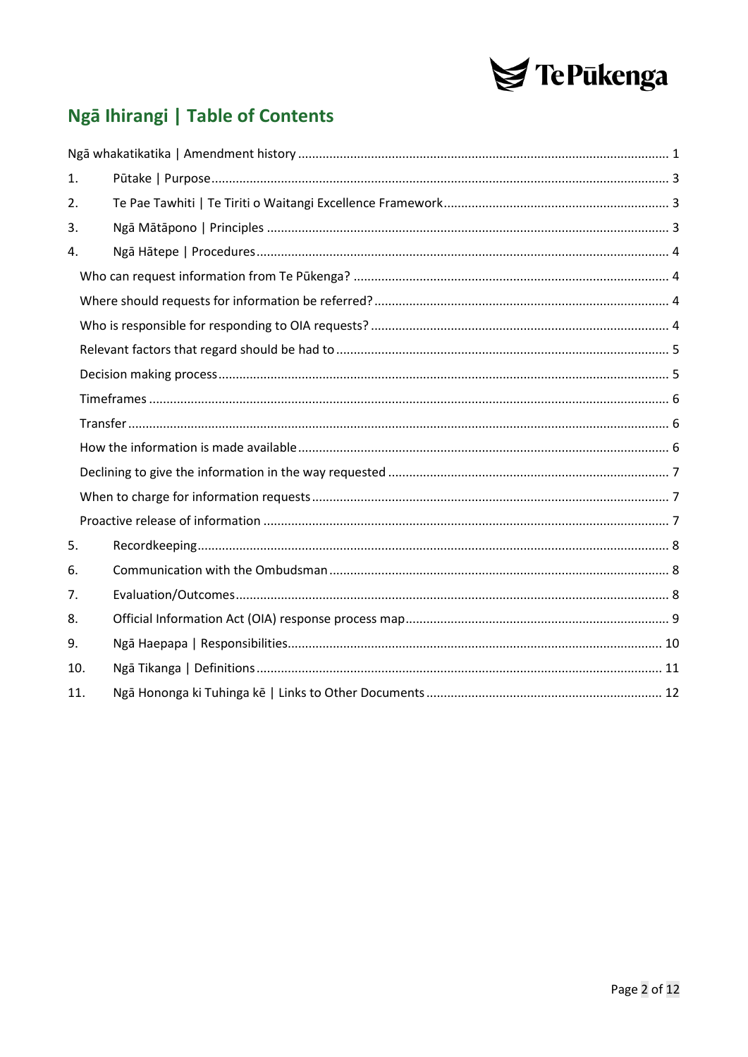## Ngā Ihirangi | Table of Contents

Ngā whakatikatika | Amendment history .......... 1

1. Pūtake | Purpose .......... 3
2. Te Pae Tawhiti | Te Tiriti o Waitangi Excellence Framework .......... 3
3. Ngā Mātāpono | Principles .......... 3
4. Ngā Hātepe | Procedures .......... 4
   - Who can request information from Te Pūkenga? .......... 4
   - Where should requests for information be referred? .......... 4
   - Who is responsible for responding to OIA requests? .......... 4
   - Relevant factors that regard should be had to .......... 5
   - Decision making process .......... 5
   - Timeframes .......... 6
   - Transfer .......... 6
   - How the information is made available .......... 6
   - Declining to give the information in the way requested .......... 7
   - When to charge for information requests .......... 7
   - Proactive release of information .......... 7
5. Recordkeeping .......... 8
6. Communication with the Ombudsman .......... 8
7. Evaluation/Outcomes .......... 8
8. Official Information Act (OIA) response process map .......... 9
9. Ngā Haepapa | Responsibilities .......... 10
10. Ngā Tikanga | Definitions .......... 11
11. Ngā Hononga ki Tuhinga kē | Links to Other Documents .......... 12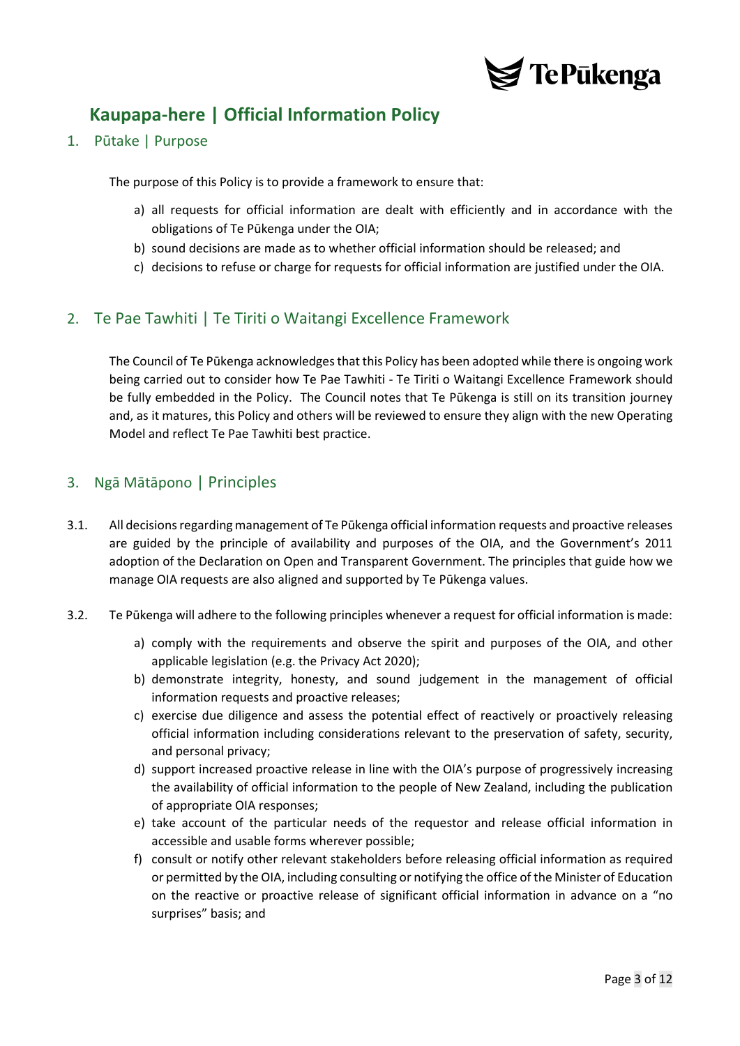# Kaupapa-here | Official Information Policy

## 1. Pūtake | Purpose

The purpose of this Policy is to provide a framework to ensure that:

a) all requests for official information are dealt with efficiently and in accordance with the obligations of Te Pūkenga under the OIA;
b) sound decisions are made as to whether official information should be released; and
c) decisions to refuse or charge for requests for official information are justified under the OIA.

## 2. Te Pae Tawhiti | Te Tiriti o Waitangi Excellence Framework

The Council of Te Pūkenga acknowledges that this Policy has been adopted while there is ongoing work being carried out to consider how Te Pae Tawhiti - Te Tiriti o Waitangi Excellence Framework should be fully embedded in the Policy. The Council notes that Te Pūkenga is still on its transition journey and, as it matures, this Policy and others will be reviewed to ensure they align with the new Operating Model and reflect Te Pae Tawhiti best practice.

## 3. Ngā Mātāpono | Principles

3.1. All decisions regarding management of Te Pūkenga official information requests and proactive releases are guided by the principle of availability and purposes of the OIA, and the Government's 2011 adoption of the Declaration on Open and Transparent Government. The principles that guide how we manage OIA requests are also aligned and supported by Te Pūkenga values.

3.2. Te Pūkenga will adhere to the following principles whenever a request for official information is made:

a) comply with the requirements and observe the spirit and purposes of the OIA, and other applicable legislation (e.g. the Privacy Act 2020);
b) demonstrate integrity, honesty, and sound judgement in the management of official information requests and proactive releases;
c) exercise due diligence and assess the potential effect of reactively or proactively releasing official information including considerations relevant to the preservation of safety, security, and personal privacy;
d) support increased proactive release in line with the OIA's purpose of progressively increasing the availability of official information to the people of New Zealand, including the publication of appropriate OIA responses;
e) take account of the particular needs of the requestor and release official information in accessible and usable forms wherever possible;
f) consult or notify other relevant stakeholders before releasing official information as required or permitted by the OIA, including consulting or notifying the office of the Minister of Education on the reactive or proactive release of significant official information in advance on a "no surprises" basis; and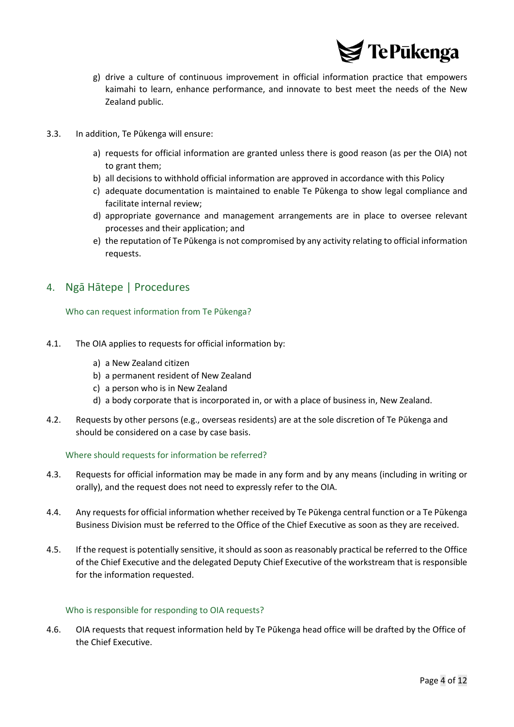g) drive a culture of continuous improvement in official information practice that empowers kaimahi to learn, enhance performance, and innovate to best meet the needs of the New Zealand public.

3.3. In addition, Te Pūkenga will ensure:

a) requests for official information are granted unless there is good reason (as per the OIA) not to grant them;
b) all decisions to withhold official information are approved in accordance with this Policy
c) adequate documentation is maintained to enable Te Pūkenga to show legal compliance and facilitate internal review;
d) appropriate governance and management arrangements are in place to oversee relevant processes and their application; and
e) the reputation of Te Pūkenga is not compromised by any activity relating to official information requests.

## 4. Ngā Hātepe | Procedures

### Who can request information from Te Pūkenga?

4.1. The OIA applies to requests for official information by:

a) a New Zealand citizen
b) a permanent resident of New Zealand
c) a person who is in New Zealand
d) a body corporate that is incorporated in, or with a place of business in, New Zealand.

4.2. Requests by other persons (e.g., overseas residents) are at the sole discretion of Te Pūkenga and should be considered on a case by case basis.

### Where should requests for information be referred?

4.3. Requests for official information may be made in any form and by any means (including in writing or orally), and the request does not need to expressly refer to the OIA.

4.4. Any requests for official information whether received by Te Pūkenga central function or a Te Pūkenga Business Division must be referred to the Office of the Chief Executive as soon as they are received.

4.5. If the request is potentially sensitive, it should as soon as reasonably practical be referred to the Office of the Chief Executive and the delegated Deputy Chief Executive of the workstream that is responsible for the information requested.

### Who is responsible for responding to OIA requests?

4.6. OIA requests that request information held by Te Pūkenga head office will be drafted by the Office of the Chief Executive.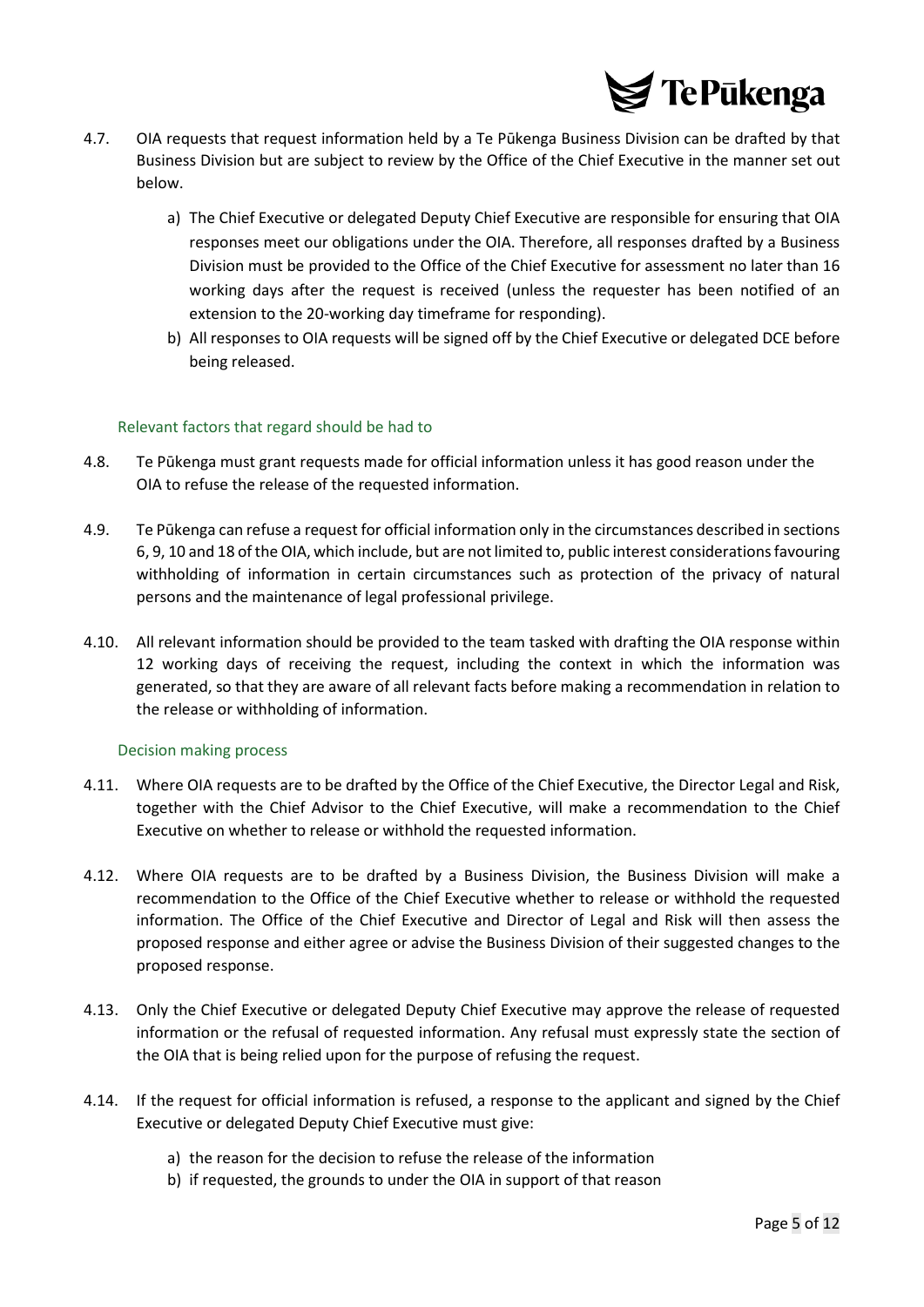4.7. OIA requests that request information held by a Te Pūkenga Business Division can be drafted by that Business Division but are subject to review by the Office of the Chief Executive in the manner set out below.

a) The Chief Executive or delegated Deputy Chief Executive are responsible for ensuring that OIA responses meet our obligations under the OIA. Therefore, all responses drafted by a Business Division must be provided to the Office of the Chief Executive for assessment no later than 16 working days after the request is received (unless the requester has been notified of an extension to the 20-working day timeframe for responding).

b) All responses to OIA requests will be signed off by the Chief Executive or delegated DCE before being released.

### Relevant factors that regard should be had to

4.8. Te Pūkenga must grant requests made for official information unless it has good reason under the OIA to refuse the release of the requested information.

4.9. Te Pūkenga can refuse a request for official information only in the circumstances described in sections 6, 9, 10 and 18 of the OIA, which include, but are not limited to, public interest considerations favouring withholding of information in certain circumstances such as protection of the privacy of natural persons and the maintenance of legal professional privilege.

4.10. All relevant information should be provided to the team tasked with drafting the OIA response within 12 working days of receiving the request, including the context in which the information was generated, so that they are aware of all relevant facts before making a recommendation in relation to the release or withholding of information.

### Decision making process

4.11. Where OIA requests are to be drafted by the Office of the Chief Executive, the Director Legal and Risk, together with the Chief Advisor to the Chief Executive, will make a recommendation to the Chief Executive on whether to release or withhold the requested information.

4.12. Where OIA requests are to be drafted by a Business Division, the Business Division will make a recommendation to the Office of the Chief Executive whether to release or withhold the requested information. The Office of the Chief Executive and Director of Legal and Risk will then assess the proposed response and either agree or advise the Business Division of their suggested changes to the proposed response.

4.13. Only the Chief Executive or delegated Deputy Chief Executive may approve the release of requested information or the refusal of requested information. Any refusal must expressly state the section of the OIA that is being relied upon for the purpose of refusing the request.

4.14. If the request for official information is refused, a response to the applicant and signed by the Chief Executive or delegated Deputy Chief Executive must give:

a) the reason for the decision to refuse the release of the information

b) if requested, the grounds to under the OIA in support of that reason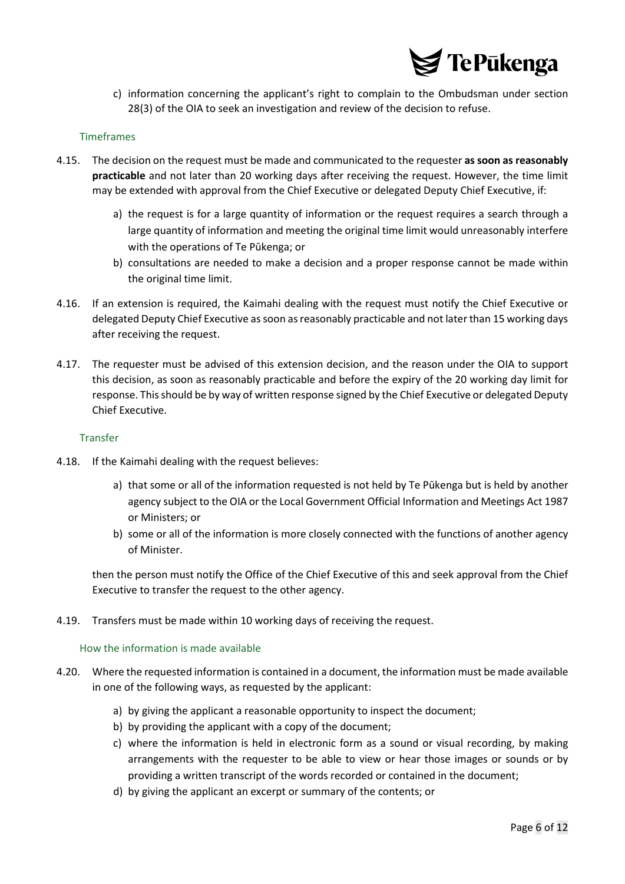c) information concerning the applicant's right to complain to the Ombudsman under section 28(3) of the OIA to seek an investigation and review of the decision to refuse.

### Timeframes

4.15. The decision on the request must be made and communicated to the requester **as soon as reasonably practicable** and not later than 20 working days after receiving the request. However, the time limit may be extended with approval from the Chief Executive or delegated Deputy Chief Executive, if:

a) the request is for a large quantity of information or the request requires a search through a large quantity of information and meeting the original time limit would unreasonably interfere with the operations of Te Pūkenga; or
b) consultations are needed to make a decision and a proper response cannot be made within the original time limit.

4.16. If an extension is required, the Kaimahi dealing with the request must notify the Chief Executive or delegated Deputy Chief Executive as soon as reasonably practicable and not later than 15 working days after receiving the request.

4.17. The requester must be advised of this extension decision, and the reason under the OIA to support this decision, as soon as reasonably practicable and before the expiry of the 20 working day limit for response. This should be by way of written response signed by the Chief Executive or delegated Deputy Chief Executive.

### Transfer

4.18. If the Kaimahi dealing with the request believes:

a) that some or all of the information requested is not held by Te Pūkenga but is held by another agency subject to the OIA or the Local Government Official Information and Meetings Act 1987 or Ministers; or
b) some or all of the information is more closely connected with the functions of another agency of Minister.

then the person must notify the Office of the Chief Executive of this and seek approval from the Chief Executive to transfer the request to the other agency.

4.19. Transfers must be made within 10 working days of receiving the request.

### How the information is made available

4.20. Where the requested information is contained in a document, the information must be made available in one of the following ways, as requested by the applicant:

a) by giving the applicant a reasonable opportunity to inspect the document;
b) by providing the applicant with a copy of the document;
c) where the information is held in electronic form as a sound or visual recording, by making arrangements with the requester to be able to view or hear those images or sounds or by providing a written transcript of the words recorded or contained in the document;
d) by giving the applicant an excerpt or summary of the contents; or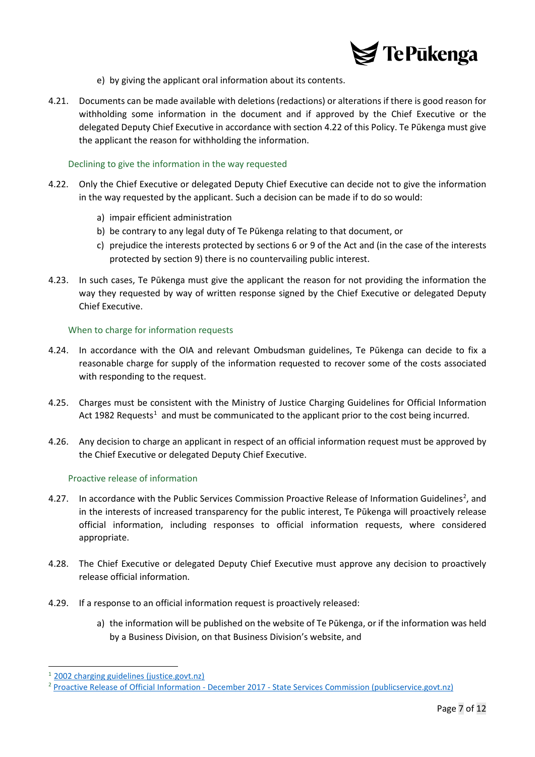e) by giving the applicant oral information about its contents.

4.21. Documents can be made available with deletions (redactions) or alterations if there is good reason for withholding some information in the document and if approved by the Chief Executive or the delegated Deputy Chief Executive in accordance with section 4.22 of this Policy. Te Pūkenga must give the applicant the reason for withholding the information.

### Declining to give the information in the way requested

4.22. Only the Chief Executive or delegated Deputy Chief Executive can decide not to give the information in the way requested by the applicant. Such a decision can be made if to do so would:

a) impair efficient administration
b) be contrary to any legal duty of Te Pūkenga relating to that document, or
c) prejudice the interests protected by sections 6 or 9 of the Act and (in the case of the interests protected by section 9) there is no countervailing public interest.

4.23. In such cases, Te Pūkenga must give the applicant the reason for not providing the information the way they requested by way of written response signed by the Chief Executive or delegated Deputy Chief Executive.

### When to charge for information requests

4.24. In accordance with the OIA and relevant Ombudsman guidelines, Te Pūkenga can decide to fix a reasonable charge for supply of the information requested to recover some of the costs associated with responding to the request.

4.25. Charges must be consistent with the Ministry of Justice Charging Guidelines for Official Information Act 1982 Requests[1] and must be communicated to the applicant prior to the cost being incurred.

4.26. Any decision to charge an applicant in respect of an official information request must be approved by the Chief Executive or delegated Deputy Chief Executive.

### Proactive release of information

4.27. In accordance with the Public Services Commission Proactive Release of Information Guidelines[2], and in the interests of increased transparency for the public interest, Te Pūkenga will proactively release official information, including responses to official information requests, where considered appropriate.

4.28. The Chief Executive or delegated Deputy Chief Executive must approve any decision to proactively release official information.

4.29. If a response to an official information request is proactively released:

a) the information will be published on the website of Te Pūkenga, or if the information was held by a Business Division, on that Business Division's website, and

---

[1] 2002 charging guidelines (justice.govt.nz)

[2] Proactive Release of Official Information - December 2017 - State Services Commission (publicservice.govt.nz)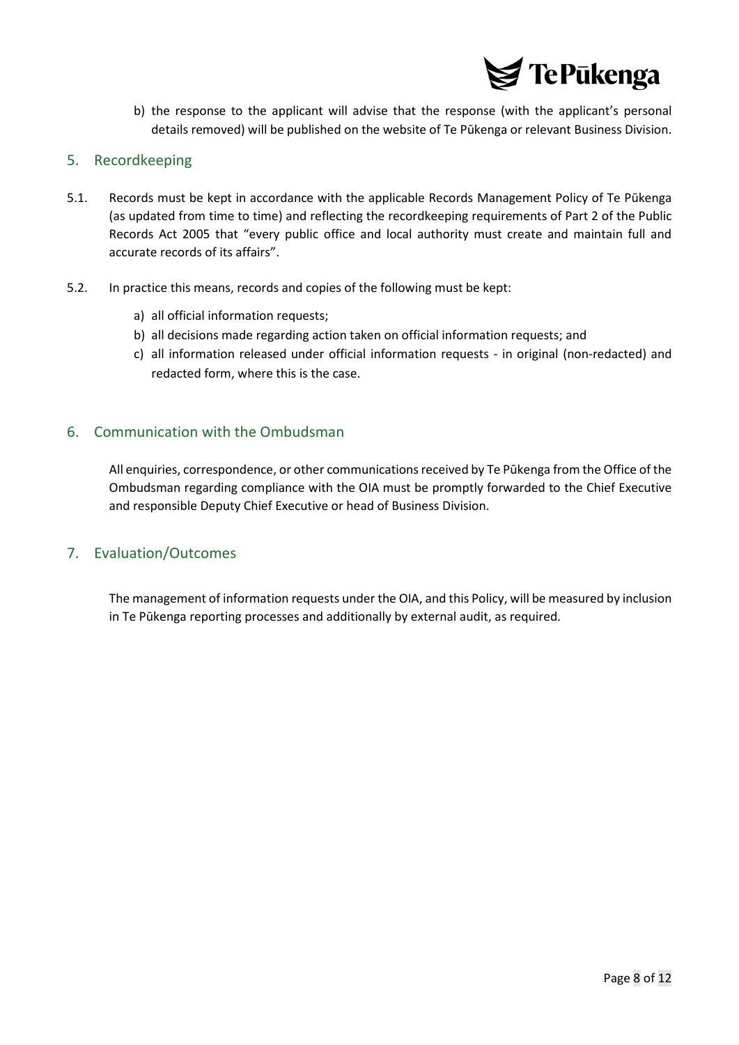b) the response to the applicant will advise that the response (with the applicant's personal details removed) will be published on the website of Te Pūkenga or relevant Business Division.

## 5. Recordkeeping

5.1. Records must be kept in accordance with the applicable Records Management Policy of Te Pūkenga (as updated from time to time) and reflecting the recordkeeping requirements of Part 2 of the Public Records Act 2005 that "every public office and local authority must create and maintain full and accurate records of its affairs".

5.2. In practice this means, records and copies of the following must be kept:

a) all official information requests;
b) all decisions made regarding action taken on official information requests; and
c) all information released under official information requests - in original (non-redacted) and redacted form, where this is the case.

## 6. Communication with the Ombudsman

All enquiries, correspondence, or other communications received by Te Pūkenga from the Office of the Ombudsman regarding compliance with the OIA must be promptly forwarded to the Chief Executive and responsible Deputy Chief Executive or head of Business Division.

## 7. Evaluation/Outcomes

The management of information requests under the OIA, and this Policy, will be measured by inclusion in Te Pūkenga reporting processes and additionally by external audit, as required.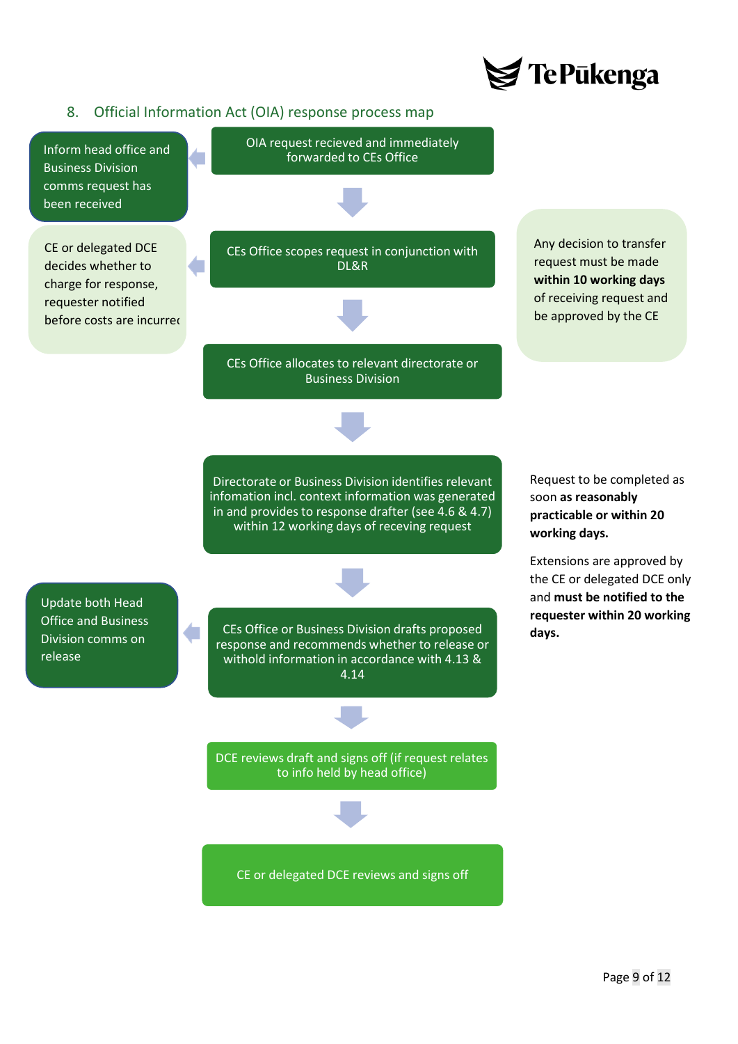## 8. Official Information Act (OIA) response process map

OIA request recieved and immediately forwarded to CEs Office

Inform head office and Business Division comms request has been received

CEs Office scopes request in conjunction with DL&R

CE or delegated DCE decides whether to charge for response, requester notified before costs are incurred

Any decision to transfer request must be made **within 10 working days** of receiving request and be approved by the CE

CEs Office allocates to relevant directorate or Business Division

Directorate or Business Division identifies relevant infomation incl. context information was generated in and provides to response drafter (see 4.6 & 4.7) within 12 working days of receving request

Request to be completed as soon **as reasonably practicable or within 20 working days.**

Extensions are approved by the CE or delegated DCE only and **must be notified to the requester within 20 working days.**

CEs Office or Business Division drafts proposed response and recommends whether to release or withold information in accordance with 4.13 & 4.14

Update both Head Office and Business Division comms on release

DCE reviews draft and signs off (if request relates to info held by head office)

CE or delegated DCE reviews and signs off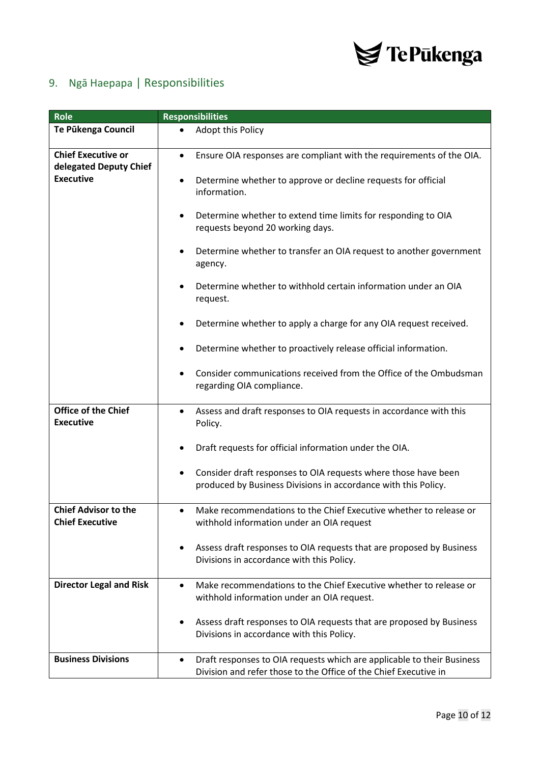## 9. Ngā Haepapa | Responsibilities

| Role | Responsibilities |
|---|---|
| **Te Pūkenga Council** | • Adopt this Policy |
| **Chief Executive or delegated Deputy Chief Executive** | • Ensure OIA responses are compliant with the requirements of the OIA.<br>• Determine whether to approve or decline requests for official information.<br>• Determine whether to extend time limits for responding to OIA requests beyond 20 working days.<br>• Determine whether to transfer an OIA request to another government agency.<br>• Determine whether to withhold certain information under an OIA request.<br>• Determine whether to apply a charge for any OIA request received.<br>• Determine whether to proactively release official information.<br>• Consider communications received from the Office of the Ombudsman regarding OIA compliance. |
| **Office of the Chief Executive** | • Assess and draft responses to OIA requests in accordance with this Policy.<br>• Draft requests for official information under the OIA.<br>• Consider draft responses to OIA requests where those have been produced by Business Divisions in accordance with this Policy. |
| **Chief Advisor to the Chief Executive** | • Make recommendations to the Chief Executive whether to release or withhold information under an OIA request<br>• Assess draft responses to OIA requests that are proposed by Business Divisions in accordance with this Policy. |
| **Director Legal and Risk** | • Make recommendations to the Chief Executive whether to release or withhold information under an OIA request.<br>• Assess draft responses to OIA requests that are proposed by Business Divisions in accordance with this Policy. |
| **Business Divisions** | • Draft responses to OIA requests which are applicable to their Business Division and refer those to the Office of the Chief Executive in |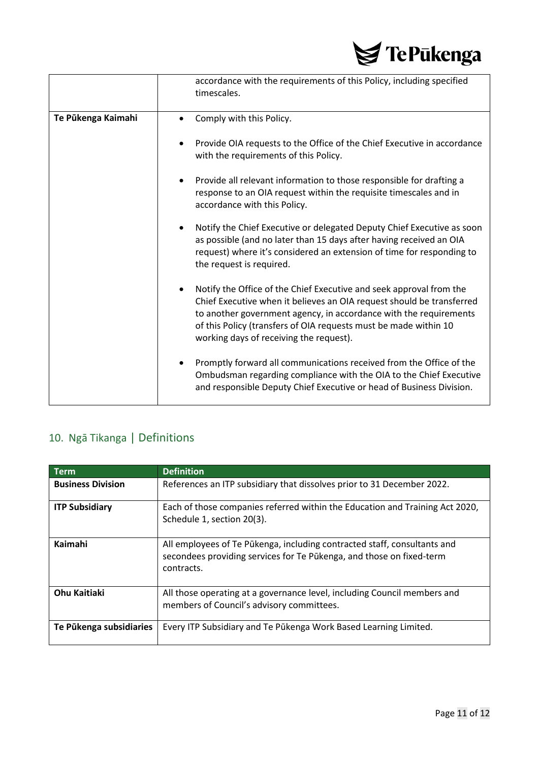| | |
|---|---|
| | accordance with the requirements of this Policy, including specified timescales. |
| **Te Pūkenga Kaimahi** | • Comply with this Policy.<br>• Provide OIA requests to the Office of the Chief Executive in accordance with the requirements of this Policy.<br>• Provide all relevant information to those responsible for drafting a response to an OIA request within the requisite timescales and in accordance with this Policy.<br>• Notify the Chief Executive or delegated Deputy Chief Executive as soon as possible (and no later than 15 days after having received an OIA request) where it's considered an extension of time for responding to the request is required.<br>• Notify the Office of the Chief Executive and seek approval from the Chief Executive when it believes an OIA request should be transferred to another government agency, in accordance with the requirements of this Policy (transfers of OIA requests must be made within 10 working days of receiving the request).<br>• Promptly forward all communications received from the Office of the Ombudsman regarding compliance with the OIA to the Chief Executive and responsible Deputy Chief Executive or head of Business Division. |

## 10. Ngā Tikanga | Definitions

| Term | Definition |
|---|---|
| **Business Division** | References an ITP subsidiary that dissolves prior to 31 December 2022. |
| **ITP Subsidiary** | Each of those companies referred within the Education and Training Act 2020, Schedule 1, section 20(3). |
| **Kaimahi** | All employees of Te Pūkenga, including contracted staff, consultants and secondees providing services for Te Pūkenga, and those on fixed-term contracts. |
| **Ohu Kaitiaki** | All those operating at a governance level, including Council members and members of Council's advisory committees. |
| **Te Pūkenga subsidiaries** | Every ITP Subsidiary and Te Pūkenga Work Based Learning Limited. |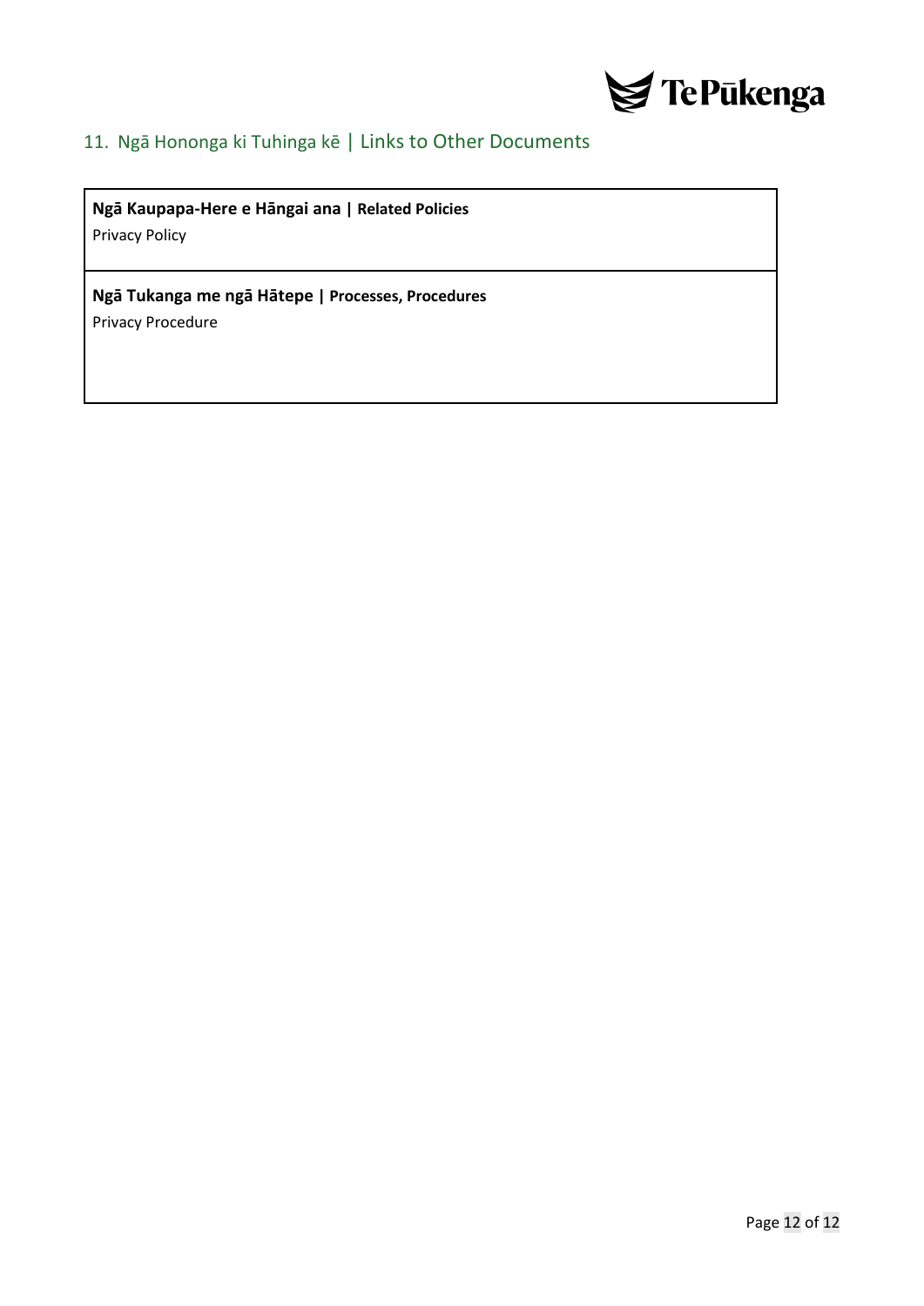## 11. Ngā Hononga ki Tuhinga kē | Links to Other Documents

**Ngā Kaupapa-Here e Hāngai ana | Related Policies**

Privacy Policy

**Ngā Tukanga me ngā Hātepe | Processes, Procedures**

Privacy Procedure